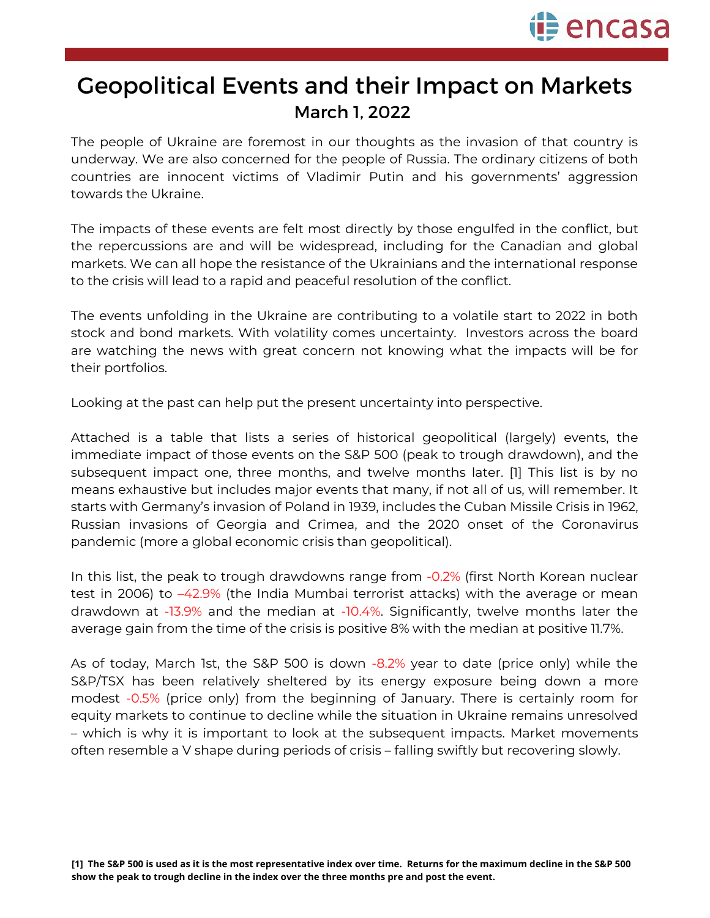# Geopolitical Events and their Impact on Markets

## March 1, 2022

The people of Ukraine are foremost in our thoughts as the invasion of that country is underway. We are also concerned for the people of Russia. The ordinary citizens of both countries are innocent victims of Vladimir Putin and his governments' aggression towards the Ukraine.

The impacts of these events are felt most directly by those engulfed in the conflict, but the repercussions are and will be widespread, including for the Canadian and global markets. We can all hope the resistance of the Ukrainians and the international response to the crisis will lead to a rapid and peaceful resolution of the conflict.

The events unfolding in the Ukraine are contributing to a volatile start to 2022 in both stock and bond markets. With volatility comes uncertainty. Investors across the board are watching the news with great concern not knowing what the impacts will be for their portfolios.

Looking at the past can help put the present uncertainty into perspective.

Attached is a table that lists a series of historical geopolitical (largely) events, the immediate impact of those events on the S&P 500 (peak to trough drawdown), and the subsequent impact one, three months, and twelve months later. [1] This list is by no means exhaustive but includes major events that many, if not all of us, will remember. It starts with Germany's invasion of Poland in 1939, includes the Cuban Missile Crisis in 1962, Russian invasions of Georgia and Crimea, and the 2020 onset of the Coronavirus pandemic (more a global economic crisis than geopolitical).

In this list, the peak to trough drawdowns range from -0.2% (first North Korean nuclear test in 2006) to –42.9% (the India Mumbai terrorist attacks) with the average or mean drawdown at -13.9% and the median at -10.4%. Significantly, twelve months later the average gain from the time of the crisis is positive 8% with the median at positive 11.7%.

As of today, March 1st, the S&P 500 is down -8.2% year to date (price only) while the S&P/TSX has been relatively sheltered by its energy exposure being down a more modest -0.5% (price only) from the beginning of January. There is certainly room for equity markets to continue to decline while the situation in Ukraine remains unresolved – which is why it is important to look at the subsequent impacts. Market movements often resemble a V shape during periods of crisis – falling swiftly but recovering slowly.

**[1] The S&P 500 is used as it is the most representative index over time. Returns for the maximum decline in the S&P 500 show the peak to trough decline in the index over the three months pre and post the event.**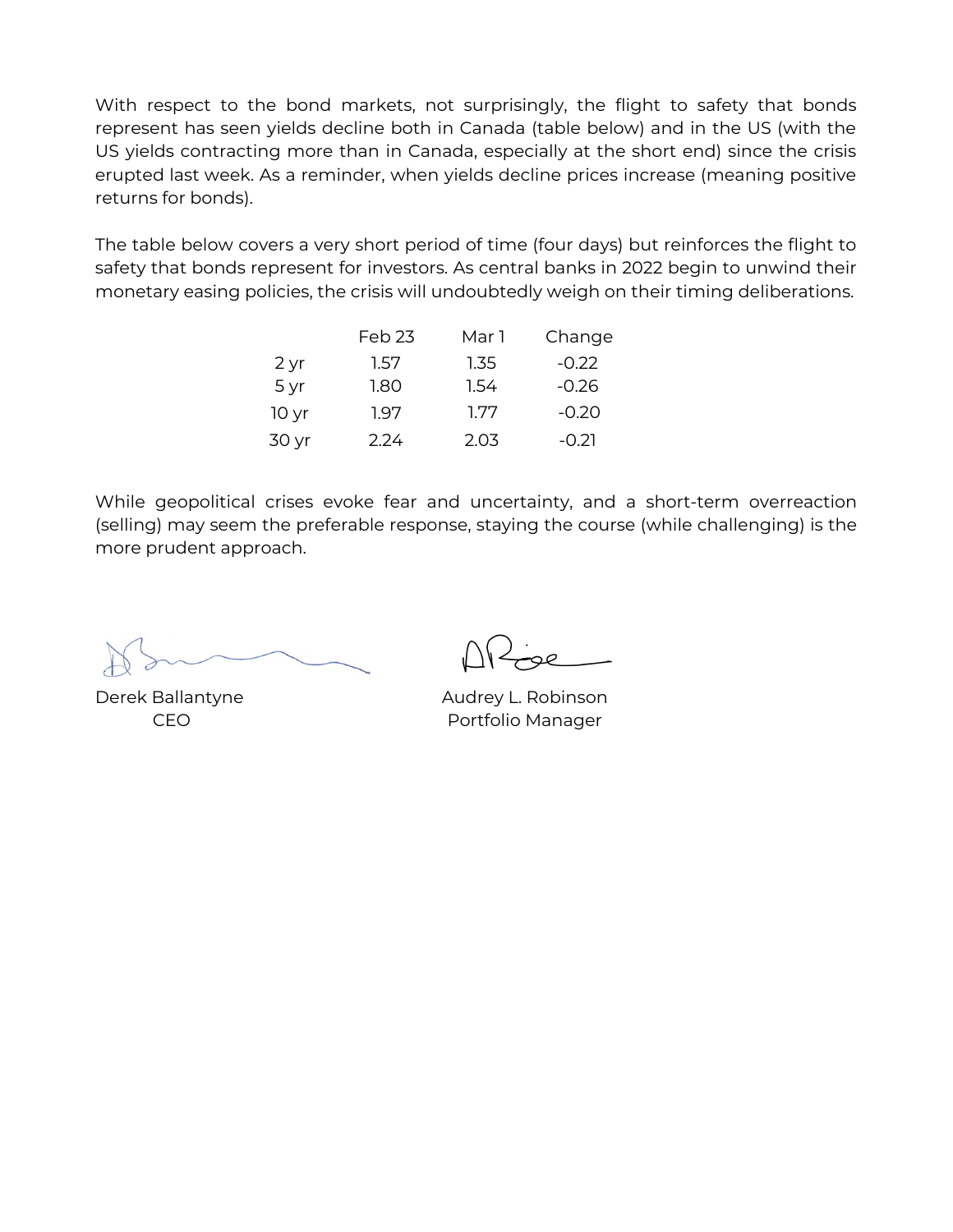With respect to the bond markets, not surprisingly, the flight to safety that bonds represent has seen yields decline both in Canada (table below) and in the US (with the US yields contracting more than in Canada, especially at the short end) since the crisis erupted last week. As a reminder, when yields decline prices increase (meaning positive returns for bonds).

The table below covers a very short period of time (four days) but reinforces the flight to safety that bonds represent for investors. As central banks in 2022 begin to unwind their monetary easing policies, the crisis will undoubtedly weigh on their timing deliberations.

| | Feb 23 | Mar 1 | Change |
|---|---|---|---|
| 2 yr | 1.57 | 1.35 | -0.22 |
| 5 yr | 1.80 | 1.54 | -0.26 |
| 10 yr | 1.97 | 1.77 | -0.20 |
| 30 yr | 2.24 | 2.03 | -0.21 |

While geopolitical crises evoke fear and uncertainty, and a short-term overreaction (selling) may seem the preferable response, staying the course (while challenging) is the more prudent approach.

Derek Ballantyne
CEO

Audrey L. Robinson
Portfolio Manager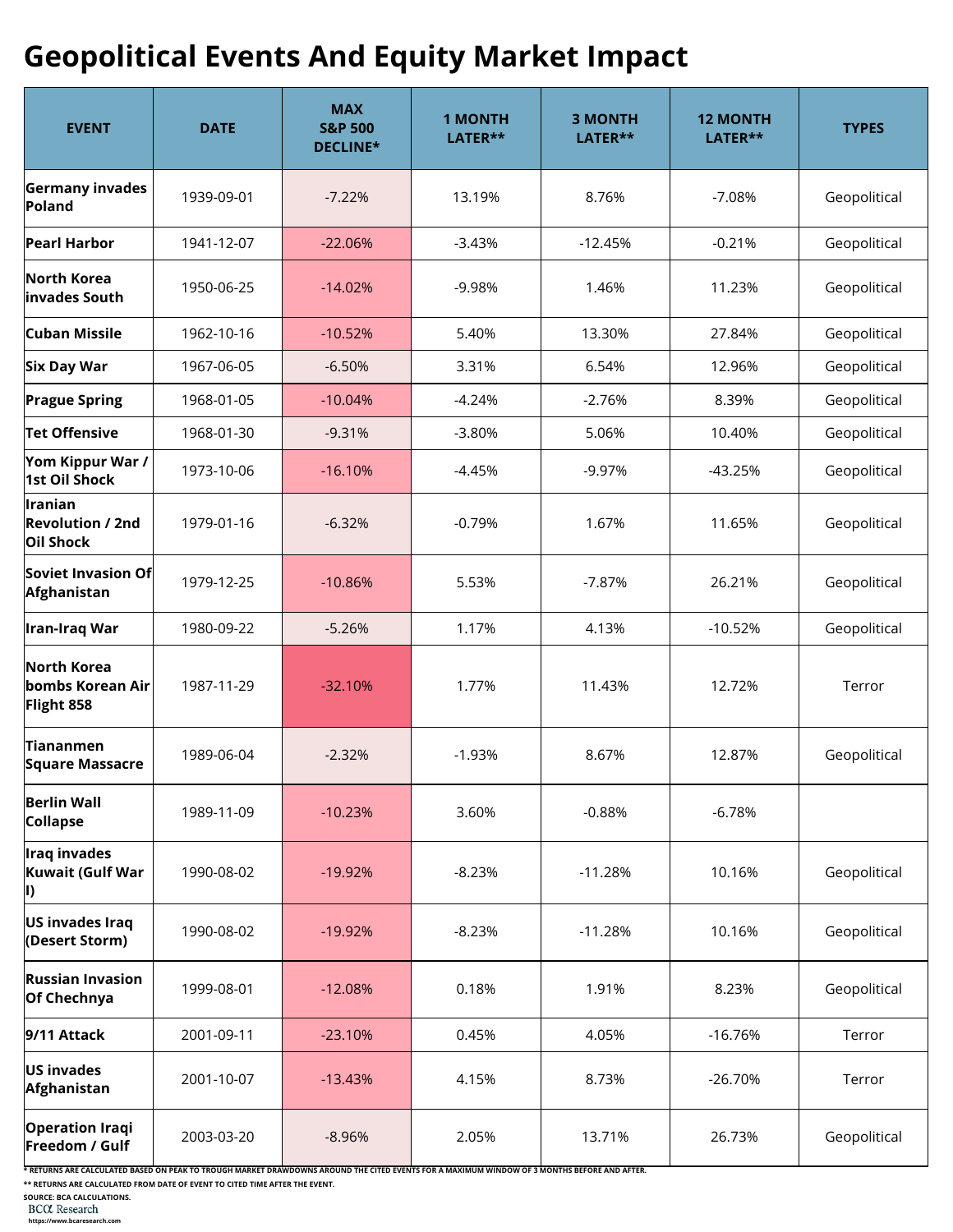# Geopolitical Events And Equity Market Impact

| EVENT | DATE | MAX S&P 500 DECLINE* | 1 MONTH LATER** | 3 MONTH LATER** | 12 MONTH LATER** | TYPES |
|---|---|---|---|---|---|---|
| **Germany invades Poland** | 1939-09-01 | -7.22% | 13.19% | 8.76% | -7.08% | Geopolitical |
| **Pearl Harbor** | 1941-12-07 | -22.06% | -3.43% | -12.45% | -0.21% | Geopolitical |
| **North Korea invades South** | 1950-06-25 | -14.02% | -9.98% | 1.46% | 11.23% | Geopolitical |
| **Cuban Missile** | 1962-10-16 | -10.52% | 5.40% | 13.30% | 27.84% | Geopolitical |
| **Six Day War** | 1967-06-05 | -6.50% | 3.31% | 6.54% | 12.96% | Geopolitical |
| **Prague Spring** | 1968-01-05 | -10.04% | -4.24% | -2.76% | 8.39% | Geopolitical |
| **Tet Offensive** | 1968-01-30 | -9.31% | -3.80% | 5.06% | 10.40% | Geopolitical |
| **Yom Kippur War / 1st Oil Shock** | 1973-10-06 | -16.10% | -4.45% | -9.97% | -43.25% | Geopolitical |
| **Iranian Revolution / 2nd Oil Shock** | 1979-01-16 | -6.32% | -0.79% | 1.67% | 11.65% | Geopolitical |
| **Soviet Invasion Of Afghanistan** | 1979-12-25 | -10.86% | 5.53% | -7.87% | 26.21% | Geopolitical |
| **Iran-Iraq War** | 1980-09-22 | -5.26% | 1.17% | 4.13% | -10.52% | Geopolitical |
| **North Korea bombs Korean Air Flight 858** | 1987-11-29 | -32.10% | 1.77% | 11.43% | 12.72% | Terror |
| **Tiananmen Square Massacre** | 1989-06-04 | -2.32% | -1.93% | 8.67% | 12.87% | Geopolitical |
| **Berlin Wall Collapse** | 1989-11-09 | -10.23% | 3.60% | -0.88% | -6.78% | |
| **Iraq invades Kuwait (Gulf War I)** | 1990-08-02 | -19.92% | -8.23% | -11.28% | 10.16% | Geopolitical |
| **US invades Iraq (Desert Storm)** | 1990-08-02 | -19.92% | -8.23% | -11.28% | 10.16% | Geopolitical |
| **Russian Invasion Of Chechnya** | 1999-08-01 | -12.08% | 0.18% | 1.91% | 8.23% | Geopolitical |
| **9/11 Attack** | 2001-09-11 | -23.10% | 0.45% | 4.05% | -16.76% | Terror |
| **US invades Afghanistan** | 2001-10-07 | -13.43% | 4.15% | 8.73% | -26.70% | Terror |
| **Operation Iraqi Freedom / Gulf** | 2003-03-20 | -8.96% | 2.05% | 13.71% | 26.73% | Geopolitical |

\* RETURNS ARE CALCULATED BASED ON PEAK TO TROUGH MARKET DRAWDOWNS AROUND THE CITED EVENTS FOR A MAXIMUM WINDOW OF 3 MONTHS BEFORE AND AFTER.

\*\* RETURNS ARE CALCULATED FROM DATE OF EVENT TO CITED TIME AFTER THE EVENT.

SOURCE: BCA CALCULATIONS.

BCA Research
https://www.bcaresearch.com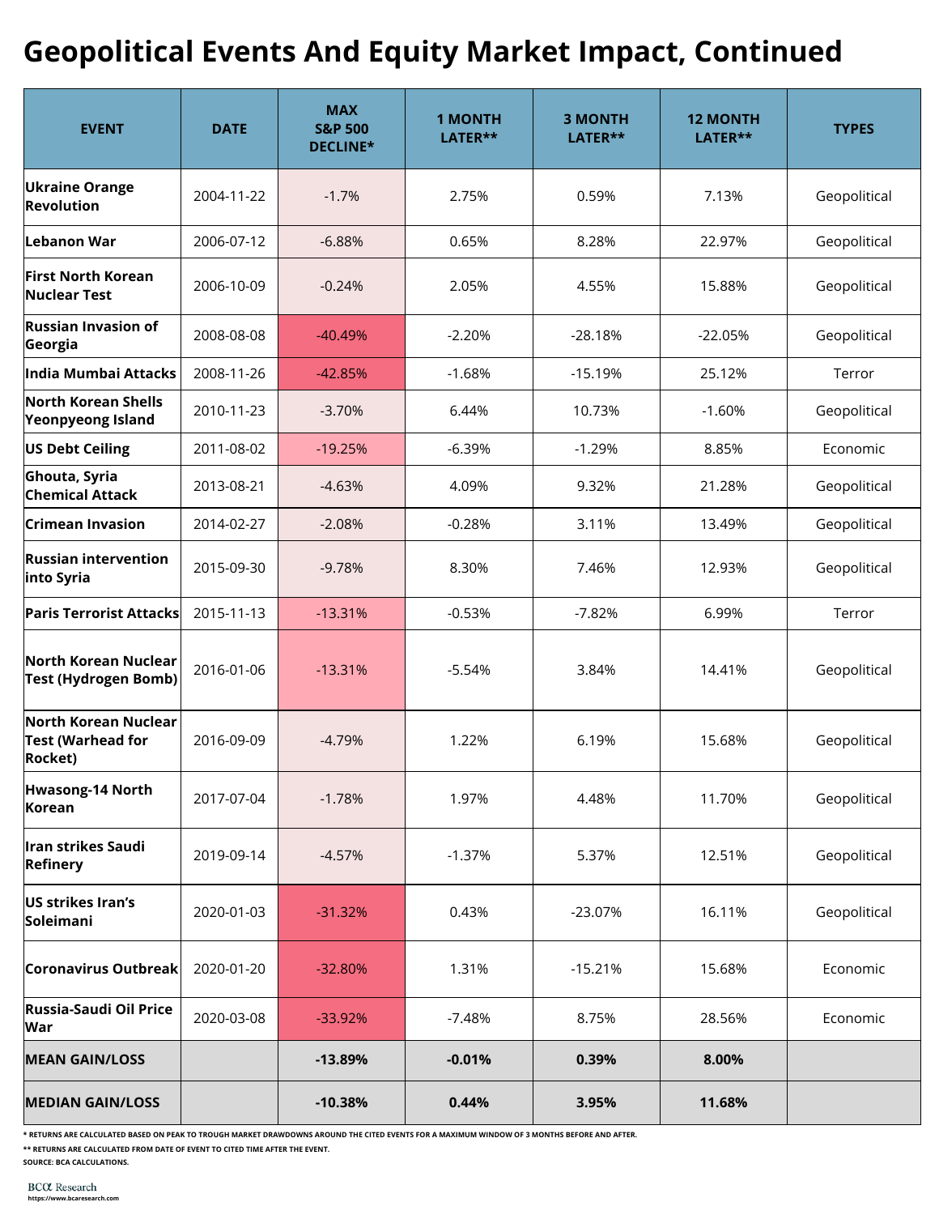# Geopolitical Events And Equity Market Impact, Continued

| EVENT | DATE | MAX S&P 500 DECLINE* | 1 MONTH LATER** | 3 MONTH LATER** | 12 MONTH LATER** | TYPES |
|---|---|---|---|---|---|---|
| **Ukraine Orange Revolution** | 2004-11-22 | -1.7% | 2.75% | 0.59% | 7.13% | Geopolitical |
| **Lebanon War** | 2006-07-12 | -6.88% | 0.65% | 8.28% | 22.97% | Geopolitical |
| **First North Korean Nuclear Test** | 2006-10-09 | -0.24% | 2.05% | 4.55% | 15.88% | Geopolitical |
| **Russian Invasion of Georgia** | 2008-08-08 | -40.49% | -2.20% | -28.18% | -22.05% | Geopolitical |
| **India Mumbai Attacks** | 2008-11-26 | -42.85% | -1.68% | -15.19% | 25.12% | Terror |
| **North Korean Shells Yeonpyeong Island** | 2010-11-23 | -3.70% | 6.44% | 10.73% | -1.60% | Geopolitical |
| **US Debt Ceiling** | 2011-08-02 | -19.25% | -6.39% | -1.29% | 8.85% | Economic |
| **Ghouta, Syria Chemical Attack** | 2013-08-21 | -4.63% | 4.09% | 9.32% | 21.28% | Geopolitical |
| **Crimean Invasion** | 2014-02-27 | -2.08% | -0.28% | 3.11% | 13.49% | Geopolitical |
| **Russian intervention into Syria** | 2015-09-30 | -9.78% | 8.30% | 7.46% | 12.93% | Geopolitical |
| **Paris Terrorist Attacks** | 2015-11-13 | -13.31% | -0.53% | -7.82% | 6.99% | Terror |
| **North Korean Nuclear Test (Hydrogen Bomb)** | 2016-01-06 | -13.31% | -5.54% | 3.84% | 14.41% | Geopolitical |
| **North Korean Nuclear Test (Warhead for Rocket)** | 2016-09-09 | -4.79% | 1.22% | 6.19% | 15.68% | Geopolitical |
| **Hwasong-14 North Korean** | 2017-07-04 | -1.78% | 1.97% | 4.48% | 11.70% | Geopolitical |
| **Iran strikes Saudi Refinery** | 2019-09-14 | -4.57% | -1.37% | 5.37% | 12.51% | Geopolitical |
| **US strikes Iran's Soleimani** | 2020-01-03 | -31.32% | 0.43% | -23.07% | 16.11% | Geopolitical |
| **Coronavirus Outbreak** | 2020-01-20 | -32.80% | 1.31% | -15.21% | 15.68% | Economic |
| **Russia-Saudi Oil Price War** | 2020-03-08 | -33.92% | -7.48% | 8.75% | 28.56% | Economic |
| **MEAN GAIN/LOSS** | | **-13.89%** | **-0.01%** | **0.39%** | **8.00%** | |
| **MEDIAN GAIN/LOSS** | | **-10.38%** | **0.44%** | **3.95%** | **11.68%** | |

* RETURNS ARE CALCULATED BASED ON PEAK TO TROUGH MARKET DRAWDOWNS AROUND THE CITED EVENTS FOR A MAXIMUM WINDOW OF 3 MONTHS BEFORE AND AFTER.

** RETURNS ARE CALCULATED FROM DATE OF EVENT TO CITED TIME AFTER THE EVENT.

SOURCE: BCA CALCULATIONS.

BCA Research
https://www.bcaresearch.com